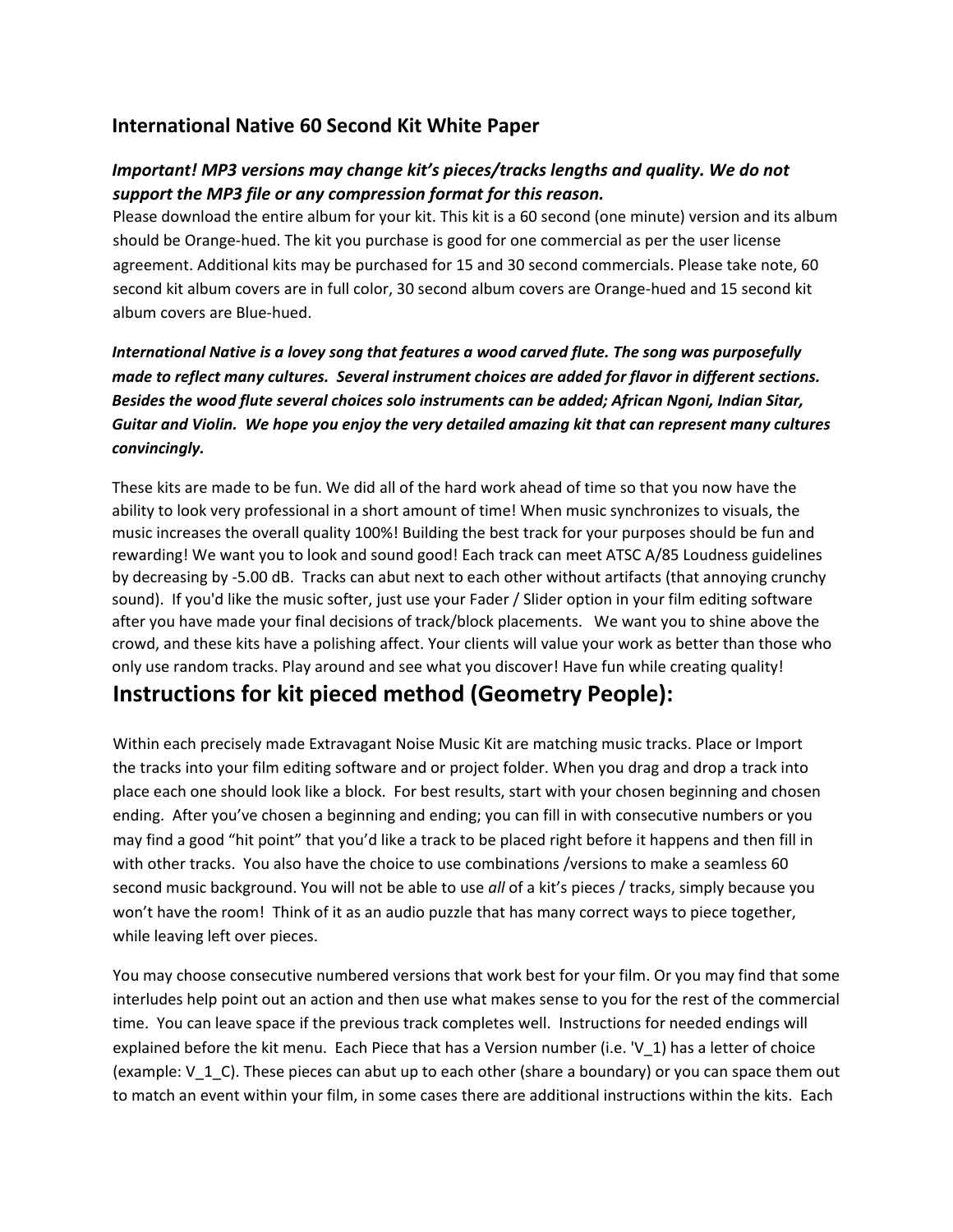## International Native 60 Second Kit White Paper

***Important! MP3 versions may change kit's pieces/tracks lengths and quality. We do not support the MP3 file or any compression format for this reason.***

Please download the entire album for your kit. This kit is a 60 second (one minute) version and its album should be Orange-hued. The kit you purchase is good for one commercial as per the user license agreement. Additional kits may be purchased for 15 and 30 second commercials. Please take note, 60 second kit album covers are in full color, 30 second album covers are Orange-hued and 15 second kit album covers are Blue-hued.

***International Native is a lovey song that features a wood carved flute. The song was purposefully made to reflect many cultures. Several instrument choices are added for flavor in different sections. Besides the wood flute several choices solo instruments can be added; African Ngoni, Indian Sitar, Guitar and Violin. We hope you enjoy the very detailed amazing kit that can represent many cultures convincingly.***

These kits are made to be fun. We did all of the hard work ahead of time so that you now have the ability to look very professional in a short amount of time! When music synchronizes to visuals, the music increases the overall quality 100%! Building the best track for your purposes should be fun and rewarding! We want you to look and sound good! Each track can meet ATSC A/85 Loudness guidelines by decreasing by -5.00 dB. Tracks can abut next to each other without artifacts (that annoying crunchy sound). If you'd like the music softer, just use your Fader / Slider option in your film editing software after you have made your final decisions of track/block placements. We want you to shine above the crowd, and these kits have a polishing affect. Your clients will value your work as better than those who only use random tracks. Play around and see what you discover! Have fun while creating quality!

# Instructions for kit pieced method (Geometry People):

Within each precisely made Extravagant Noise Music Kit are matching music tracks. Place or Import the tracks into your film editing software and or project folder. When you drag and drop a track into place each one should look like a block. For best results, start with your chosen beginning and chosen ending. After you've chosen a beginning and ending; you can fill in with consecutive numbers or you may find a good "hit point" that you'd like a track to be placed right before it happens and then fill in with other tracks. You also have the choice to use combinations /versions to make a seamless 60 second music background. You will not be able to use *all* of a kit's pieces / tracks, simply because you won't have the room! Think of it as an audio puzzle that has many correct ways to piece together, while leaving left over pieces.

You may choose consecutive numbered versions that work best for your film. Or you may find that some interludes help point out an action and then use what makes sense to you for the rest of the commercial time. You can leave space if the previous track completes well. Instructions for needed endings will explained before the kit menu. Each Piece that has a Version number (i.e. 'V_1) has a letter of choice (example: V_1_C). These pieces can abut up to each other (share a boundary) or you can space them out to match an event within your film, in some cases there are additional instructions within the kits. Each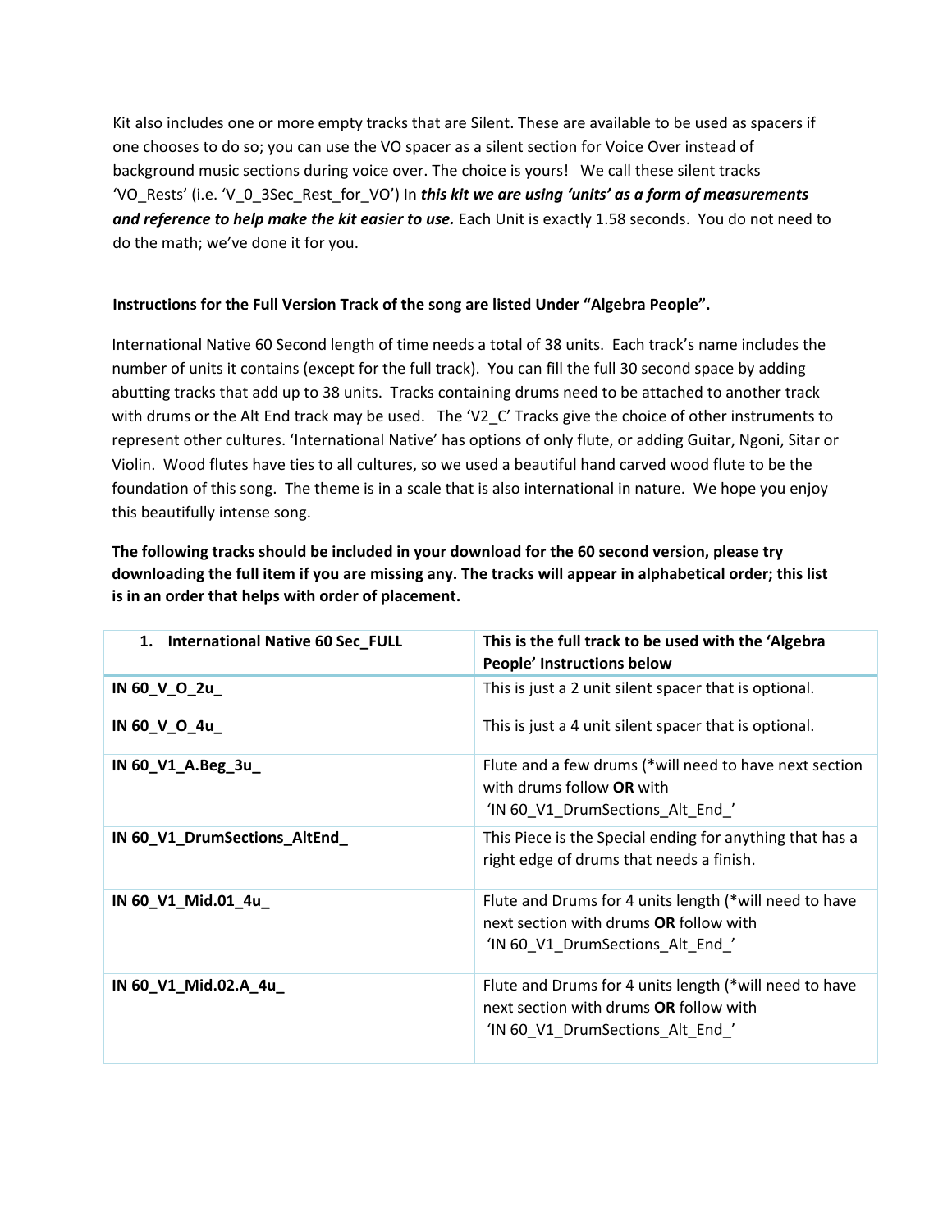Kit also includes one or more empty tracks that are Silent. These are available to be used as spacers if one chooses to do so; you can use the VO spacer as a silent section for Voice Over instead of background music sections during voice over. The choice is yours! We call these silent tracks 'VO_Rests' (i.e. 'V_0_3Sec_Rest_for_VO') In ***this kit we are using 'units' as a form of measurements and reference to help make the kit easier to use.*** Each Unit is exactly 1.58 seconds. You do not need to do the math; we've done it for you.

**Instructions for the Full Version Track of the song are listed Under "Algebra People".**

International Native 60 Second length of time needs a total of 38 units. Each track's name includes the number of units it contains (except for the full track). You can fill the full 30 second space by adding abutting tracks that add up to 38 units. Tracks containing drums need to be attached to another track with drums or the Alt End track may be used. The 'V2_C' Tracks give the choice of other instruments to represent other cultures. 'International Native' has options of only flute, or adding Guitar, Ngoni, Sitar or Violin. Wood flutes have ties to all cultures, so we used a beautiful hand carved wood flute to be the foundation of this song. The theme is in a scale that is also international in nature. We hope you enjoy this beautifully intense song.

**The following tracks should be included in your download for the 60 second version, please try downloading the full item if you are missing any. The tracks will appear in alphabetical order; this list is in an order that helps with order of placement.**

| 1. **International Native 60 Sec_FULL** | **This is the full track to be used with the 'Algebra People' Instructions below** |
|---|---|
| **IN 60_V_O_2u_** | This is just a 2 unit silent spacer that is optional. |
| **IN 60_V_O_4u_** | This is just a 4 unit silent spacer that is optional. |
| **IN 60_V1_A.Beg_3u_** | Flute and a few drums (*will need to have next section with drums follow **OR** with 'IN 60_V1_DrumSections_Alt_End_' |
| **IN 60_V1_DrumSections_AltEnd_** | This Piece is the Special ending for anything that has a right edge of drums that needs a finish. |
| **IN 60_V1_Mid.01_4u_** | Flute and Drums for 4 units length (*will need to have next section with drums **OR** follow with 'IN 60_V1_DrumSections_Alt_End_' |
| **IN 60_V1_Mid.02.A_4u_** | Flute and Drums for 4 units length (*will need to have next section with drums **OR** follow with 'IN 60_V1_DrumSections_Alt_End_' |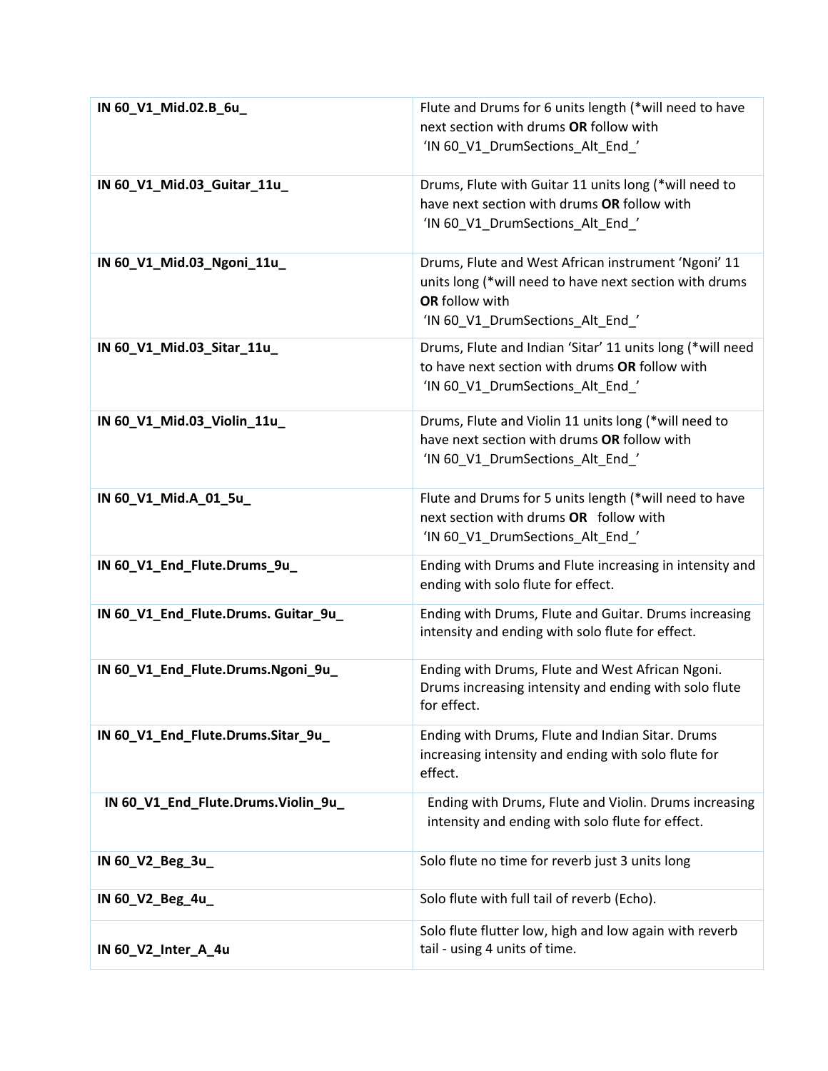| **IN 60_V1_Mid.02.B_6u_** | Flute and Drums for 6 units length (*will need to have next section with drums **OR** follow with 'IN 60_V1_DrumSections_Alt_End_' |
|---|---|
| **IN 60_V1_Mid.03_Guitar_11u_** | Drums, Flute with Guitar 11 units long (*will need to have next section with drums **OR** follow with 'IN 60_V1_DrumSections_Alt_End_' |
| **IN 60_V1_Mid.03_Ngoni_11u_** | Drums, Flute and West African instrument 'Ngoni' 11 units long (*will need to have next section with drums **OR** follow with 'IN 60_V1_DrumSections_Alt_End_' |
| **IN 60_V1_Mid.03_Sitar_11u_** | Drums, Flute and Indian 'Sitar' 11 units long (*will need to have next section with drums **OR** follow with 'IN 60_V1_DrumSections_Alt_End_' |
| **IN 60_V1_Mid.03_Violin_11u_** | Drums, Flute and Violin 11 units long (*will need to have next section with drums **OR** follow with 'IN 60_V1_DrumSections_Alt_End_' |
| **IN 60_V1_Mid.A_01_5u_** | Flute and Drums for 5 units length (*will need to have next section with drums **OR** follow with 'IN 60_V1_DrumSections_Alt_End_' |
| **IN 60_V1_End_Flute.Drums_9u_** | Ending with Drums and Flute increasing in intensity and ending with solo flute for effect. |
| **IN 60_V1_End_Flute.Drums. Guitar_9u_** | Ending with Drums, Flute and Guitar. Drums increasing intensity and ending with solo flute for effect. |
| **IN 60_V1_End_Flute.Drums.Ngoni_9u_** | Ending with Drums, Flute and West African Ngoni. Drums increasing intensity and ending with solo flute for effect. |
| **IN 60_V1_End_Flute.Drums.Sitar_9u_** | Ending with Drums, Flute and Indian Sitar. Drums increasing intensity and ending with solo flute for effect. |
| **IN 60_V1_End_Flute.Drums.Violin_9u_** | Ending with Drums, Flute and Violin. Drums increasing intensity and ending with solo flute for effect. |
| **IN 60_V2_Beg_3u_** | Solo flute no time for reverb just 3 units long |
| **IN 60_V2_Beg_4u_** | Solo flute with full tail of reverb (Echo). |
| **IN 60_V2_Inter_A_4u** | Solo flute flutter low, high and low again with reverb tail - using 4 units of time. |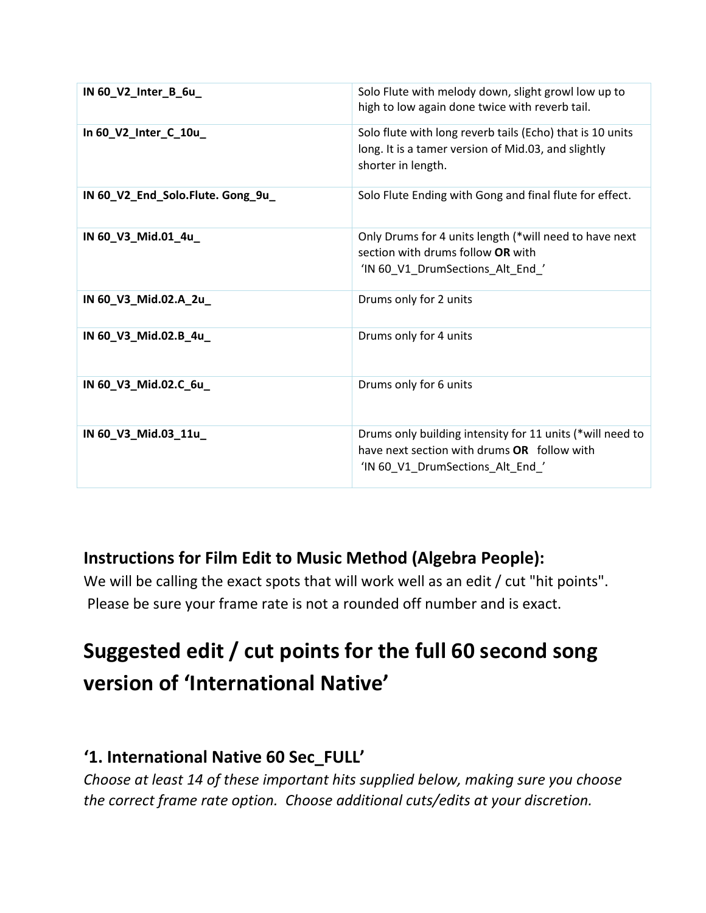| | |
|---|---|
| **IN 60_V2_Inter_B_6u_** | Solo Flute with melody down, slight growl low up to high to low again done twice with reverb tail. |
| **In 60_V2_Inter_C_10u_** | Solo flute with long reverb tails (Echo) that is 10 units long. It is a tamer version of Mid.03, and slightly shorter in length. |
| **IN 60_V2_End_Solo.Flute. Gong_9u_** | Solo Flute Ending with Gong and final flute for effect. |
| **IN 60_V3_Mid.01_4u_** | Only Drums for 4 units length (*will need to have next section with drums follow **OR** with 'IN 60_V1_DrumSections_Alt_End_' |
| **IN 60_V3_Mid.02.A_2u_** | Drums only for 2 units |
| **IN 60_V3_Mid.02.B_4u_** | Drums only for 4 units |
| **IN 60_V3_Mid.02.C_6u_** | Drums only for 6 units |
| **IN 60_V3_Mid.03_11u_** | Drums only building intensity for 11 units (*will need to have next section with drums **OR** follow with 'IN 60_V1_DrumSections_Alt_End_' |

### Instructions for Film Edit to Music Method (Algebra People):

We will be calling the exact spots that will work well as an edit / cut "hit points". Please be sure your frame rate is not a rounded off number and is exact.

## Suggested edit / cut points for the full 60 second song version of 'International Native'

### '1. International Native 60 Sec_FULL'

*Choose at least 14 of these important hits supplied below, making sure you choose the correct frame rate option. Choose additional cuts/edits at your discretion.*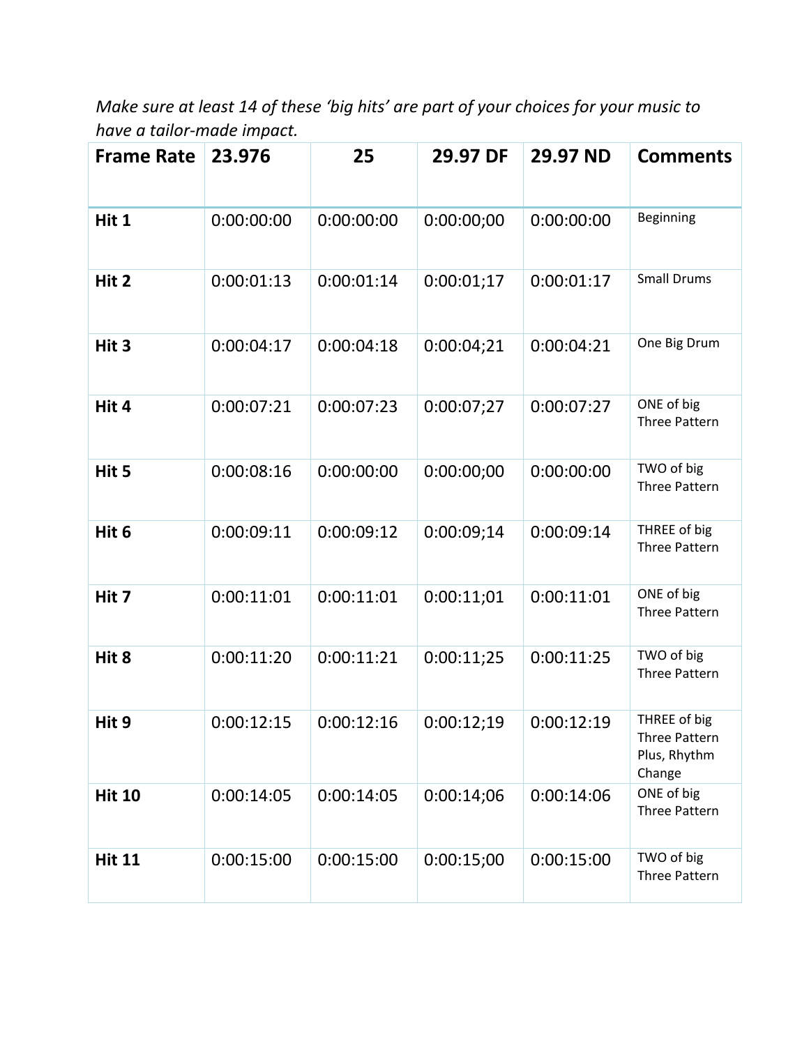*Make sure at least 14 of these 'big hits' are part of your choices for your music to have a tailor-made impact.*

| Frame Rate | 23.976 | 25 | 29.97 DF | 29.97 ND | Comments |
|---|---|---|---|---|---|
| **Hit 1** | 0:00:00:00 | 0:00:00:00 | 0:00:00;00 | 0:00:00:00 | Beginning |
| **Hit 2** | 0:00:01:13 | 0:00:01:14 | 0:00:01;17 | 0:00:01:17 | Small Drums |
| **Hit 3** | 0:00:04:17 | 0:00:04:18 | 0:00:04;21 | 0:00:04:21 | One Big Drum |
| **Hit 4** | 0:00:07:21 | 0:00:07:23 | 0:00:07;27 | 0:00:07:27 | ONE of big Three Pattern |
| **Hit 5** | 0:00:08:16 | 0:00:00:00 | 0:00:00;00 | 0:00:00:00 | TWO of big Three Pattern |
| **Hit 6** | 0:00:09:11 | 0:00:09:12 | 0:00:09;14 | 0:00:09:14 | THREE of big Three Pattern |
| **Hit 7** | 0:00:11:01 | 0:00:11:01 | 0:00:11;01 | 0:00:11:01 | ONE of big Three Pattern |
| **Hit 8** | 0:00:11:20 | 0:00:11:21 | 0:00:11;25 | 0:00:11:25 | TWO of big Three Pattern |
| **Hit 9** | 0:00:12:15 | 0:00:12:16 | 0:00:12;19 | 0:00:12:19 | THREE of big Three Pattern Plus, Rhythm Change |
| **Hit 10** | 0:00:14:05 | 0:00:14:05 | 0:00:14;06 | 0:00:14:06 | ONE of big Three Pattern |
| **Hit 11** | 0:00:15:00 | 0:00:15:00 | 0:00:15;00 | 0:00:15:00 | TWO of big Three Pattern |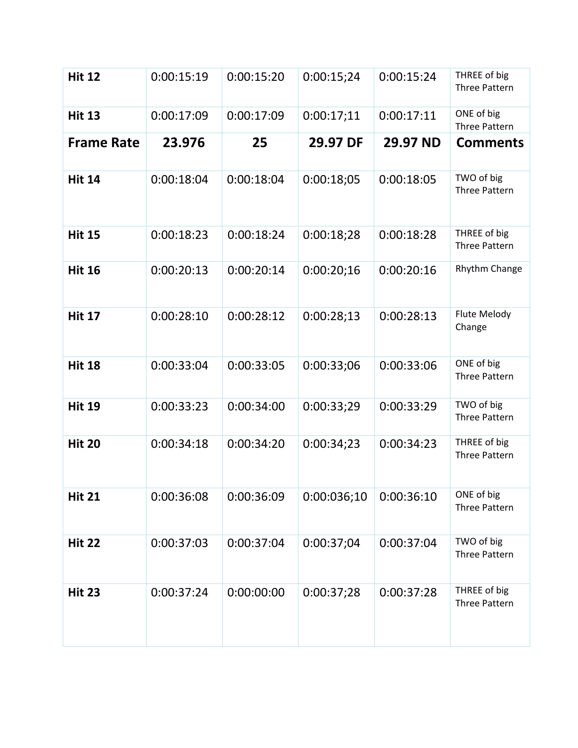| Hit 12 | 0:00:15:19 | 0:00:15:20 | 0:00:15;24 | 0:00:15:24 | THREE of big Three Pattern |
|---|---|---|---|---|---|
| **Hit 13** | 0:00:17:09 | 0:00:17:09 | 0:00:17;11 | 0:00:17:11 | ONE of big Three Pattern |
| **Frame Rate** | **23.976** | **25** | **29.97 DF** | **29.97 ND** | **Comments** |
| **Hit 14** | 0:00:18:04 | 0:00:18:04 | 0:00:18;05 | 0:00:18:05 | TWO of big Three Pattern |
| **Hit 15** | 0:00:18:23 | 0:00:18:24 | 0:00:18;28 | 0:00:18:28 | THREE of big Three Pattern |
| **Hit 16** | 0:00:20:13 | 0:00:20:14 | 0:00:20;16 | 0:00:20:16 | Rhythm Change |
| **Hit 17** | 0:00:28:10 | 0:00:28:12 | 0:00:28;13 | 0:00:28:13 | Flute Melody Change |
| **Hit 18** | 0:00:33:04 | 0:00:33:05 | 0:00:33;06 | 0:00:33:06 | ONE of big Three Pattern |
| **Hit 19** | 0:00:33:23 | 0:00:34:00 | 0:00:33;29 | 0:00:33:29 | TWO of big Three Pattern |
| **Hit 20** | 0:00:34:18 | 0:00:34:20 | 0:00:34;23 | 0:00:34:23 | THREE of big Three Pattern |
| **Hit 21** | 0:00:36:08 | 0:00:36:09 | 0:00:036;10 | 0:00:36:10 | ONE of big Three Pattern |
| **Hit 22** | 0:00:37:03 | 0:00:37:04 | 0:00:37;04 | 0:00:37:04 | TWO of big Three Pattern |
| **Hit 23** | 0:00:37:24 | 0:00:00:00 | 0:00:37;28 | 0:00:37:28 | THREE of big Three Pattern |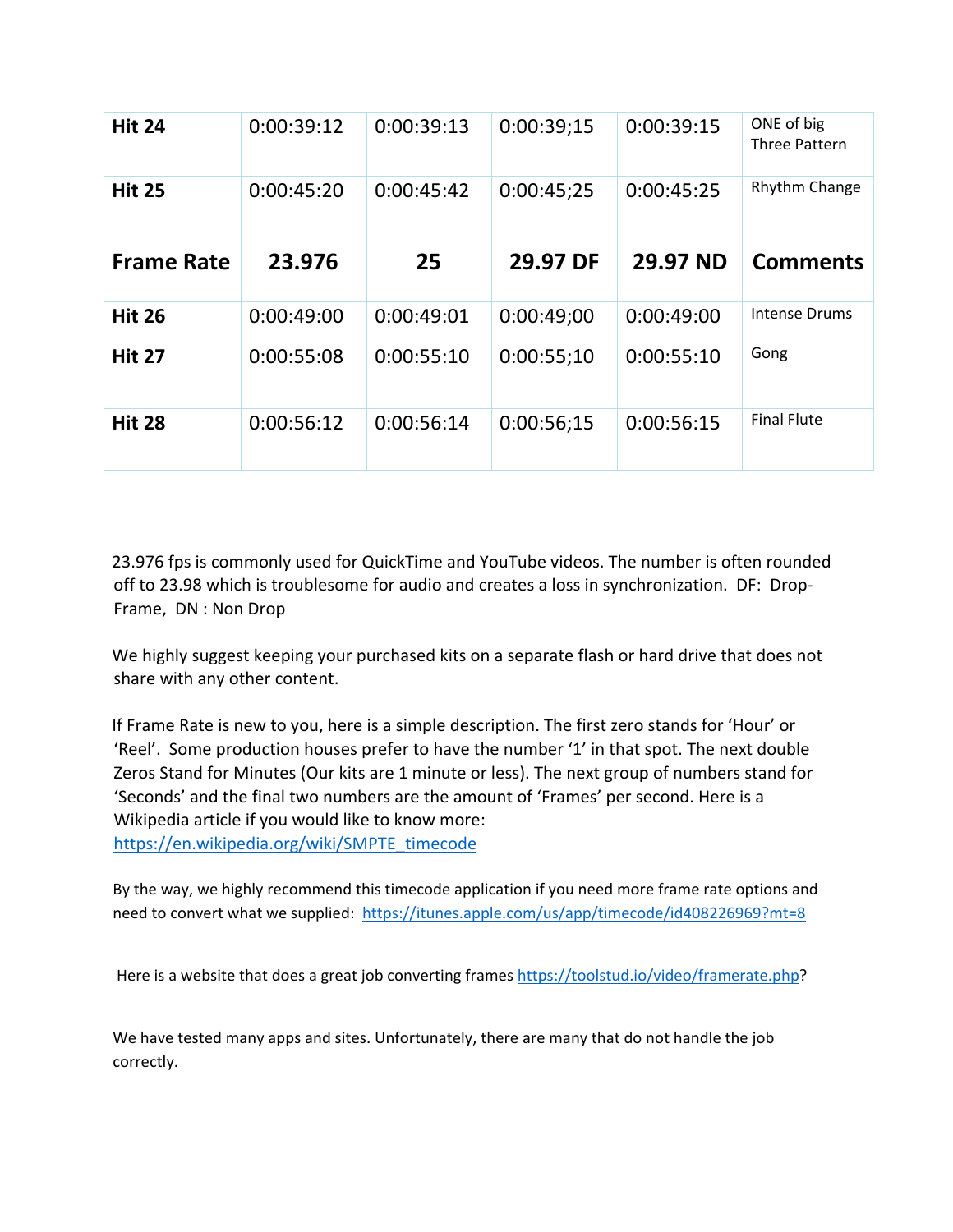| | | | | | |
|---|---|---|---|---|---|
| **Hit 24** | 0:00:39:12 | 0:00:39:13 | 0:00:39;15 | 0:00:39:15 | ONE of big Three Pattern |
| **Hit 25** | 0:00:45:20 | 0:00:45:42 | 0:00:45;25 | 0:00:45:25 | Rhythm Change |
| **Frame Rate** | **23.976** | **25** | **29.97 DF** | **29.97 ND** | **Comments** |
| **Hit 26** | 0:00:49:00 | 0:00:49:01 | 0:00:49;00 | 0:00:49:00 | Intense Drums |
| **Hit 27** | 0:00:55:08 | 0:00:55:10 | 0:00:55;10 | 0:00:55:10 | Gong |
| **Hit 28** | 0:00:56:12 | 0:00:56:14 | 0:00:56;15 | 0:00:56:15 | Final Flute |

23.976 fps is commonly used for QuickTime and YouTube videos. The number is often rounded off to 23.98 which is troublesome for audio and creates a loss in synchronization. DF: Drop-Frame, DN : Non Drop

We highly suggest keeping your purchased kits on a separate flash or hard drive that does not share with any other content.

If Frame Rate is new to you, here is a simple description. The first zero stands for 'Hour' or 'Reel'. Some production houses prefer to have the number '1' in that spot. The next double Zeros Stand for Minutes (Our kits are 1 minute or less). The next group of numbers stand for 'Seconds' and the final two numbers are the amount of 'Frames' per second. Here is a Wikipedia article if you would like to know more: https://en.wikipedia.org/wiki/SMPTE_timecode

By the way, we highly recommend this timecode application if you need more frame rate options and need to convert what we supplied: https://itunes.apple.com/us/app/timecode/id408226969?mt=8

Here is a website that does a great job converting frames https://toolstud.io/video/framerate.php?

We have tested many apps and sites. Unfortunately, there are many that do not handle the job correctly.